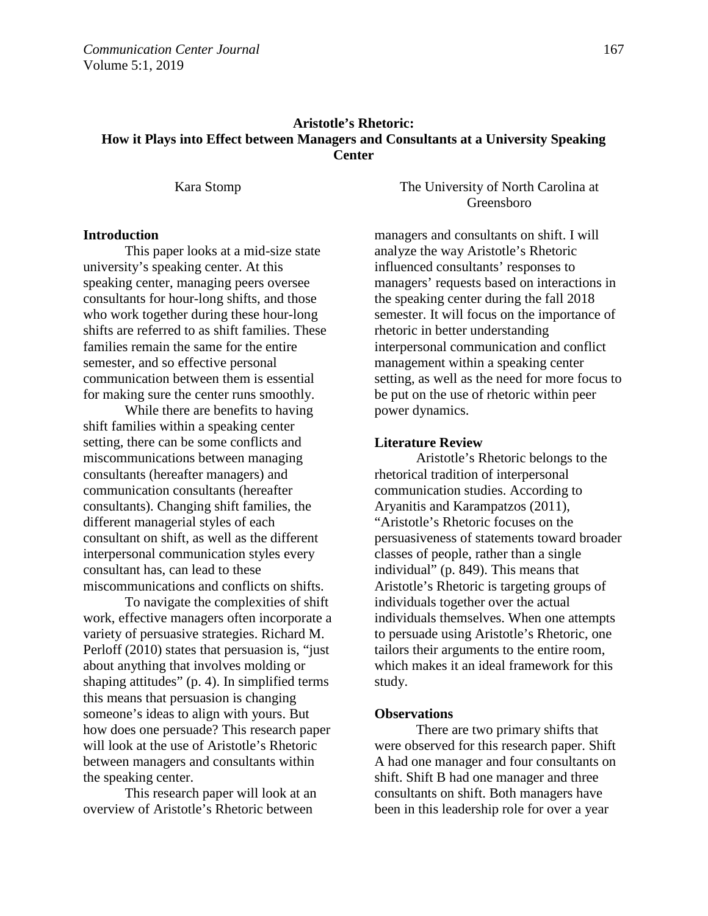# Aristotle's Rhetoric: How it Plays into Effect between Managers and Consultants at a University Speaking Center

Kara Stomp

The University of North Carolina at Greensboro

## Introduction

This paper looks at a mid-size state university's speaking center. At this speaking center, managing peers oversee consultants for hour-long shifts, and those who work together during these hour-long shifts are referred to as shift families. These families remain the same for the entire semester, and so effective personal communication between them is essential for making sure the center runs smoothly.

While there are benefits to having shift families within a speaking center setting, there can be some conflicts and miscommunications between managing consultants (hereafter managers) and communication consultants (hereafter consultants). Changing shift families, the different managerial styles of each consultant on shift, as well as the different interpersonal communication styles every consultant has, can lead to these miscommunications and conflicts on shifts.

To navigate the complexities of shift work, effective managers often incorporate a variety of persuasive strategies. Richard M. Perloff (2010) states that persuasion is, "just about anything that involves molding or shaping attitudes" (p. 4). In simplified terms this means that persuasion is changing someone's ideas to align with yours. But how does one persuade? This research paper will look at the use of Aristotle's Rhetoric between managers and consultants within the speaking center.

This research paper will look at an overview of Aristotle's Rhetoric between managers and consultants on shift. I will analyze the way Aristotle's Rhetoric influenced consultants' responses to managers' requests based on interactions in the speaking center during the fall 2018 semester. It will focus on the importance of rhetoric in better understanding interpersonal communication and conflict management within a speaking center setting, as well as the need for more focus to be put on the use of rhetoric within peer power dynamics.

## Literature Review

Aristotle's Rhetoric belongs to the rhetorical tradition of interpersonal communication studies. According to Aryanitis and Karampatzos (2011), "Aristotle's Rhetoric focuses on the persuasiveness of statements toward broader classes of people, rather than a single individual" (p. 849). This means that Aristotle's Rhetoric is targeting groups of individuals together over the actual individuals themselves. When one attempts to persuade using Aristotle's Rhetoric, one tailors their arguments to the entire room, which makes it an ideal framework for this study.

## Observations

There are two primary shifts that were observed for this research paper. Shift A had one manager and four consultants on shift. Shift B had one manager and three consultants on shift. Both managers have been in this leadership role for over a year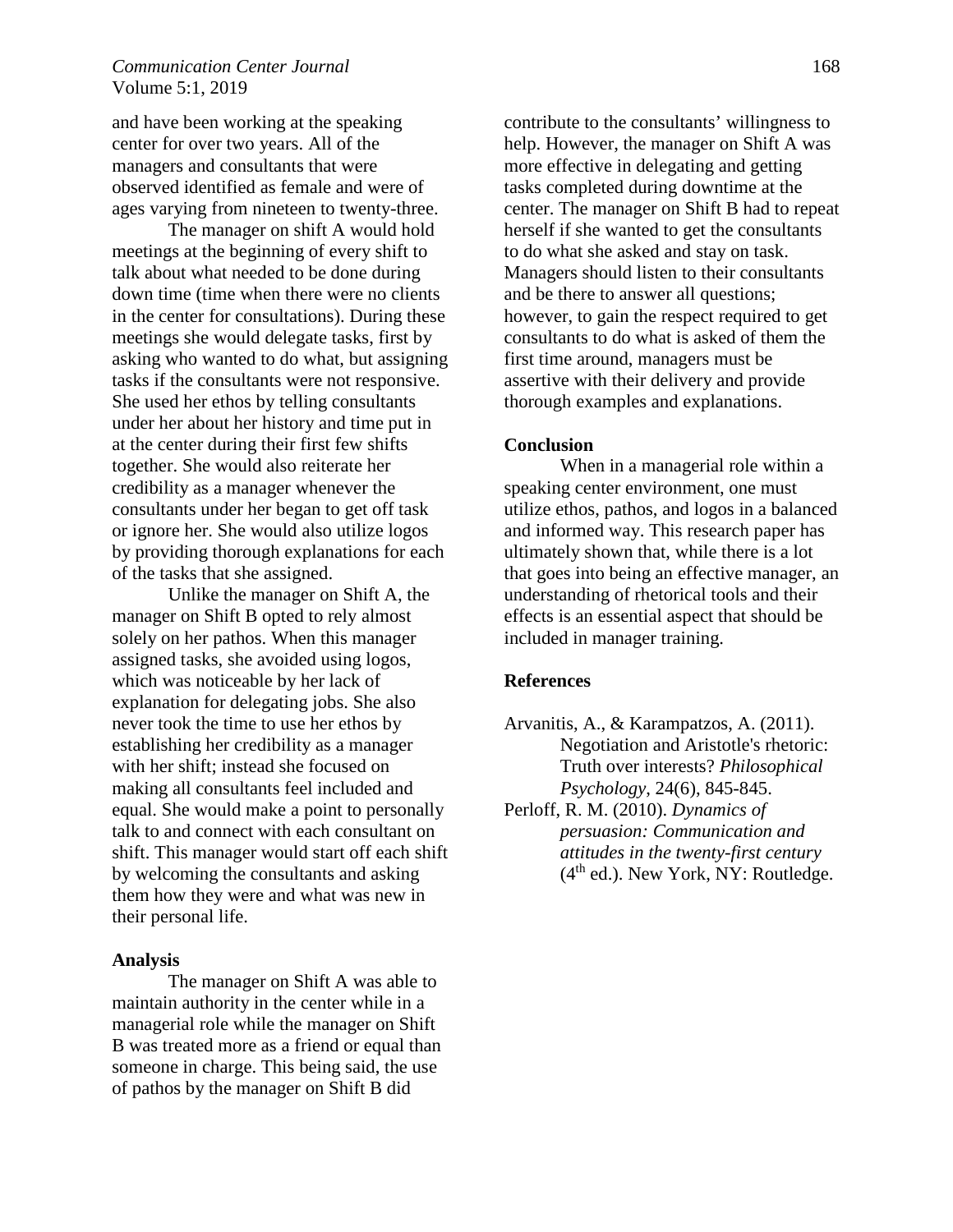and have been working at the speaking center for over two years. All of the managers and consultants that were observed identified as female and were of ages varying from nineteen to twenty-three.

The manager on shift A would hold meetings at the beginning of every shift to talk about what needed to be done during down time (time when there were no clients in the center for consultations). During these meetings she would delegate tasks, first by asking who wanted to do what, but assigning tasks if the consultants were not responsive. She used her ethos by telling consultants under her about her history and time put in at the center during their first few shifts together. She would also reiterate her credibility as a manager whenever the consultants under her began to get off task or ignore her. She would also utilize logos by providing thorough explanations for each of the tasks that she assigned.

Unlike the manager on Shift A, the manager on Shift B opted to rely almost solely on her pathos. When this manager assigned tasks, she avoided using logos, which was noticeable by her lack of explanation for delegating jobs. She also never took the time to use her ethos by establishing her credibility as a manager with her shift; instead she focused on making all consultants feel included and equal. She would make a point to personally talk to and connect with each consultant on shift. This manager would start off each shift by welcoming the consultants and asking them how they were and what was new in their personal life.

## Analysis

The manager on Shift A was able to maintain authority in the center while in a managerial role while the manager on Shift B was treated more as a friend or equal than someone in charge. This being said, the use of pathos by the manager on Shift B did contribute to the consultants' willingness to help. However, the manager on Shift A was more effective in delegating and getting tasks completed during downtime at the center. The manager on Shift B had to repeat herself if she wanted to get the consultants to do what she asked and stay on task. Managers should listen to their consultants and be there to answer all questions; however, to gain the respect required to get consultants to do what is asked of them the first time around, managers must be assertive with their delivery and provide thorough examples and explanations.

## Conclusion

When in a managerial role within a speaking center environment, one must utilize ethos, pathos, and logos in a balanced and informed way. This research paper has ultimately shown that, while there is a lot that goes into being an effective manager, an understanding of rhetorical tools and their effects is an essential aspect that should be included in manager training.

## References

Arvanitis, A., & Karampatzos, A. (2011). Negotiation and Aristotle's rhetoric: Truth over interests? *Philosophical Psychology*, 24(6), 845-845.

Perloff, R. M. (2010). *Dynamics of persuasion: Communication and attitudes in the twenty-first century* (4th ed.). New York, NY: Routledge.